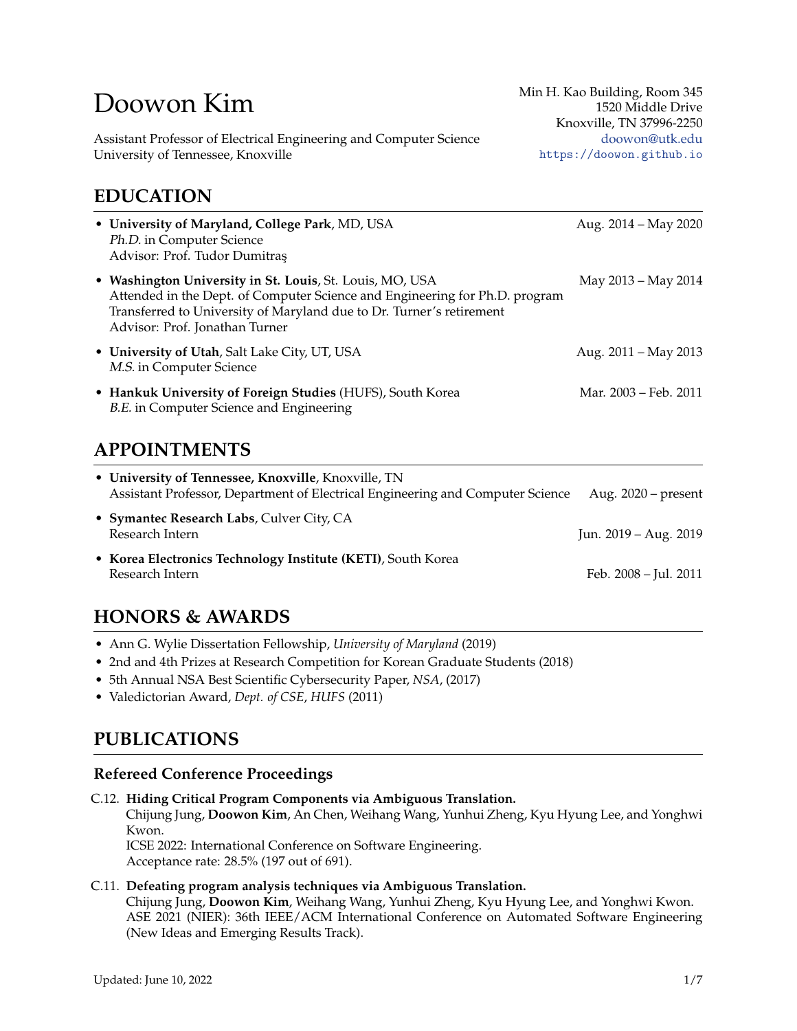# Doowon Kim

Assistant Professor of Electrical Engineering and Computer Science
University of Tennessee, Knoxville

Min H. Kao Building, Room 345
1520 Middle Drive
Knoxville, TN 37996-2250
doowon@utk.edu
https://doowon.github.io

## EDUCATION

- **University of Maryland, College Park**, MD, USA — Aug. 2014 – May 2020
  *Ph.D.* in Computer Science
  Advisor: Prof. Tudor Dumitraş
- **Washington University in St. Louis**, St. Louis, MO, USA — May 2013 – May 2014
  Attended in the Dept. of Computer Science and Engineering for Ph.D. program
  Transferred to University of Maryland due to Dr. Turner's retirement
  Advisor: Prof. Jonathan Turner
- **University of Utah**, Salt Lake City, UT, USA — Aug. 2011 – May 2013
  *M.S.* in Computer Science
- **Hankuk University of Foreign Studies** (HUFS), South Korea — Mar. 2003 – Feb. 2011
  *B.E.* in Computer Science and Engineering

## APPOINTMENTS

- **University of Tennessee, Knoxville**, Knoxville, TN
  Assistant Professor, Department of Electrical Engineering and Computer Science — Aug. 2020 – present
- **Symantec Research Labs**, Culver City, CA
  Research Intern — Jun. 2019 – Aug. 2019
- **Korea Electronics Technology Institute (KETI)**, South Korea
  Research Intern — Feb. 2008 – Jul. 2011

## HONORS & AWARDS

- Ann G. Wylie Dissertation Fellowship, *University of Maryland* (2019)
- 2nd and 4th Prizes at Research Competition for Korean Graduate Students (2018)
- 5th Annual NSA Best Scientific Cybersecurity Paper, *NSA*, (2017)
- Valedictorian Award, *Dept. of CSE*, *HUFS* (2011)

## PUBLICATIONS

### Refereed Conference Proceedings

C.12. **Hiding Critical Program Components via Ambiguous Translation.**
Chijung Jung, **Doowon Kim**, An Chen, Weihang Wang, Yunhui Zheng, Kyu Hyung Lee, and Yonghwi Kwon.
ICSE 2022: International Conference on Software Engineering.
Acceptance rate: 28.5% (197 out of 691).

C.11. **Defeating program analysis techniques via Ambiguous Translation.**
Chijung Jung, **Doowon Kim**, Weihang Wang, Yunhui Zheng, Kyu Hyung Lee, and Yonghwi Kwon.
ASE 2021 (NIER): 36th IEEE/ACM International Conference on Automated Software Engineering (New Ideas and Emerging Results Track).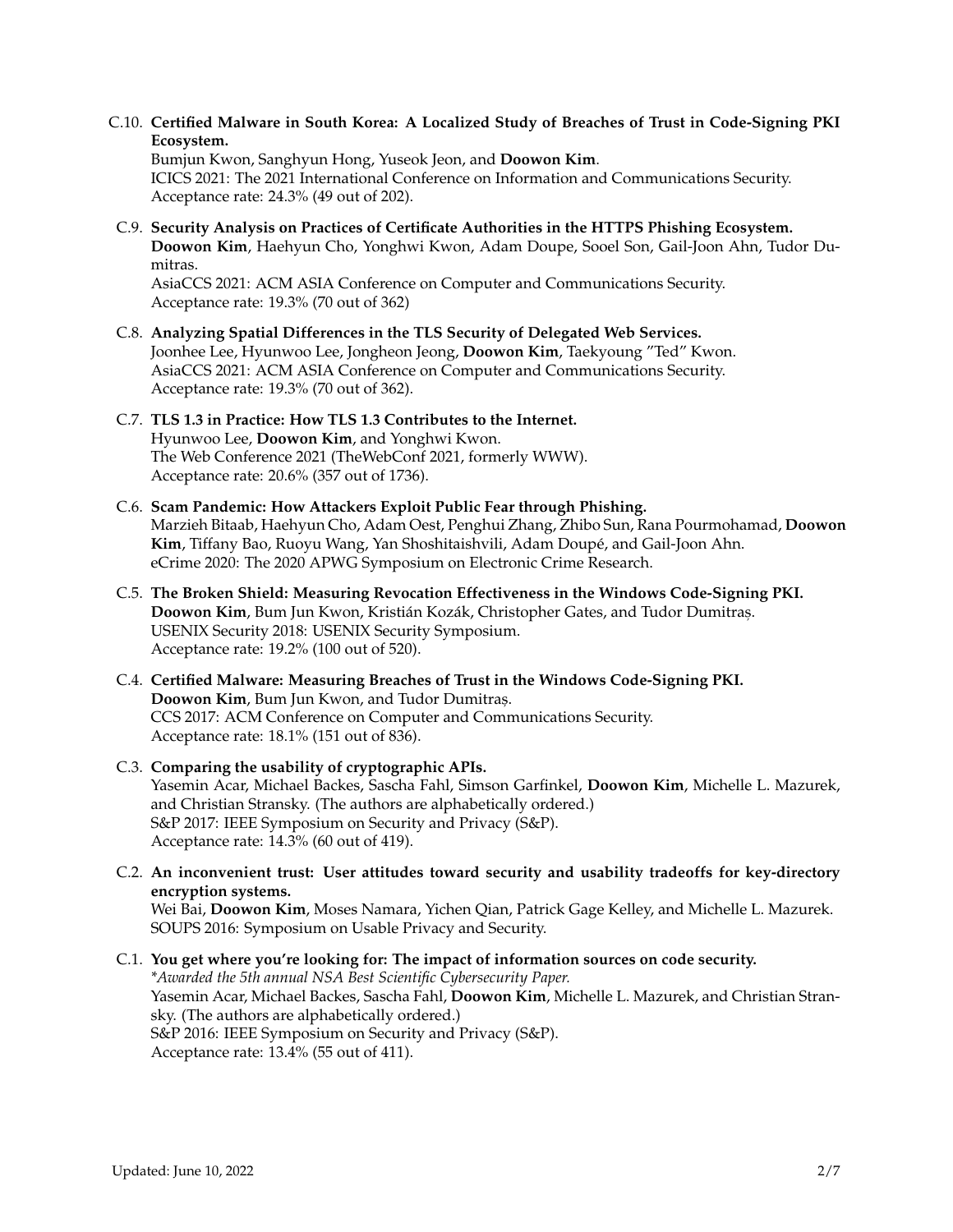C.10. **Certified Malware in South Korea: A Localized Study of Breaches of Trust in Code-Signing PKI Ecosystem.**
Bumjun Kwon, Sanghyun Hong, Yuseok Jeon, and **Doowon Kim**.
ICICS 2021: The 2021 International Conference on Information and Communications Security.
Acceptance rate: 24.3% (49 out of 202).

C.9. **Security Analysis on Practices of Certificate Authorities in the HTTPS Phishing Ecosystem.**
**Doowon Kim**, Haehyun Cho, Yonghwi Kwon, Adam Doupe, Sooel Son, Gail-Joon Ahn, Tudor Dumitras.
AsiaCCS 2021: ACM ASIA Conference on Computer and Communications Security.
Acceptance rate: 19.3% (70 out of 362)

C.8. **Analyzing Spatial Differences in the TLS Security of Delegated Web Services.**
Joonhee Lee, Hyunwoo Lee, Jongheon Jeong, **Doowon Kim**, Taekyoung "Ted" Kwon.
AsiaCCS 2021: ACM ASIA Conference on Computer and Communications Security.
Acceptance rate: 19.3% (70 out of 362).

C.7. **TLS 1.3 in Practice: How TLS 1.3 Contributes to the Internet.**
Hyunwoo Lee, **Doowon Kim**, and Yonghwi Kwon.
The Web Conference 2021 (TheWebConf 2021, formerly WWW).
Acceptance rate: 20.6% (357 out of 1736).

C.6. **Scam Pandemic: How Attackers Exploit Public Fear through Phishing.**
Marzieh Bitaab, Haehyun Cho, Adam Oest, Penghui Zhang, Zhibo Sun, Rana Pourmohamad, **Doowon Kim**, Tiffany Bao, Ruoyu Wang, Yan Shoshitaishvili, Adam Doupé, and Gail-Joon Ahn.
eCrime 2020: The 2020 APWG Symposium on Electronic Crime Research.

C.5. **The Broken Shield: Measuring Revocation Effectiveness in the Windows Code-Signing PKI.**
**Doowon Kim**, Bum Jun Kwon, Kristián Kozák, Christopher Gates, and Tudor Dumitraș.
USENIX Security 2018: USENIX Security Symposium.
Acceptance rate: 19.2% (100 out of 520).

C.4. **Certified Malware: Measuring Breaches of Trust in the Windows Code-Signing PKI.**
**Doowon Kim**, Bum Jun Kwon, and Tudor Dumitraș.
CCS 2017: ACM Conference on Computer and Communications Security.
Acceptance rate: 18.1% (151 out of 836).

C.3. **Comparing the usability of cryptographic APIs.**
Yasemin Acar, Michael Backes, Sascha Fahl, Simson Garfinkel, **Doowon Kim**, Michelle L. Mazurek, and Christian Stransky. (The authors are alphabetically ordered.)
S&P 2017: IEEE Symposium on Security and Privacy (S&P).
Acceptance rate: 14.3% (60 out of 419).

C.2. **An inconvenient trust: User attitudes toward security and usability tradeoffs for key-directory encryption systems.**
Wei Bai, **Doowon Kim**, Moses Namara, Yichen Qian, Patrick Gage Kelley, and Michelle L. Mazurek.
SOUPS 2016: Symposium on Usable Privacy and Security.

C.1. **You get where you're looking for: The impact of information sources on code security.**
*\*Awarded the 5th annual NSA Best Scientific Cybersecurity Paper.*
Yasemin Acar, Michael Backes, Sascha Fahl, **Doowon Kim**, Michelle L. Mazurek, and Christian Stransky. (The authors are alphabetically ordered.)
S&P 2016: IEEE Symposium on Security and Privacy (S&P).
Acceptance rate: 13.4% (55 out of 411).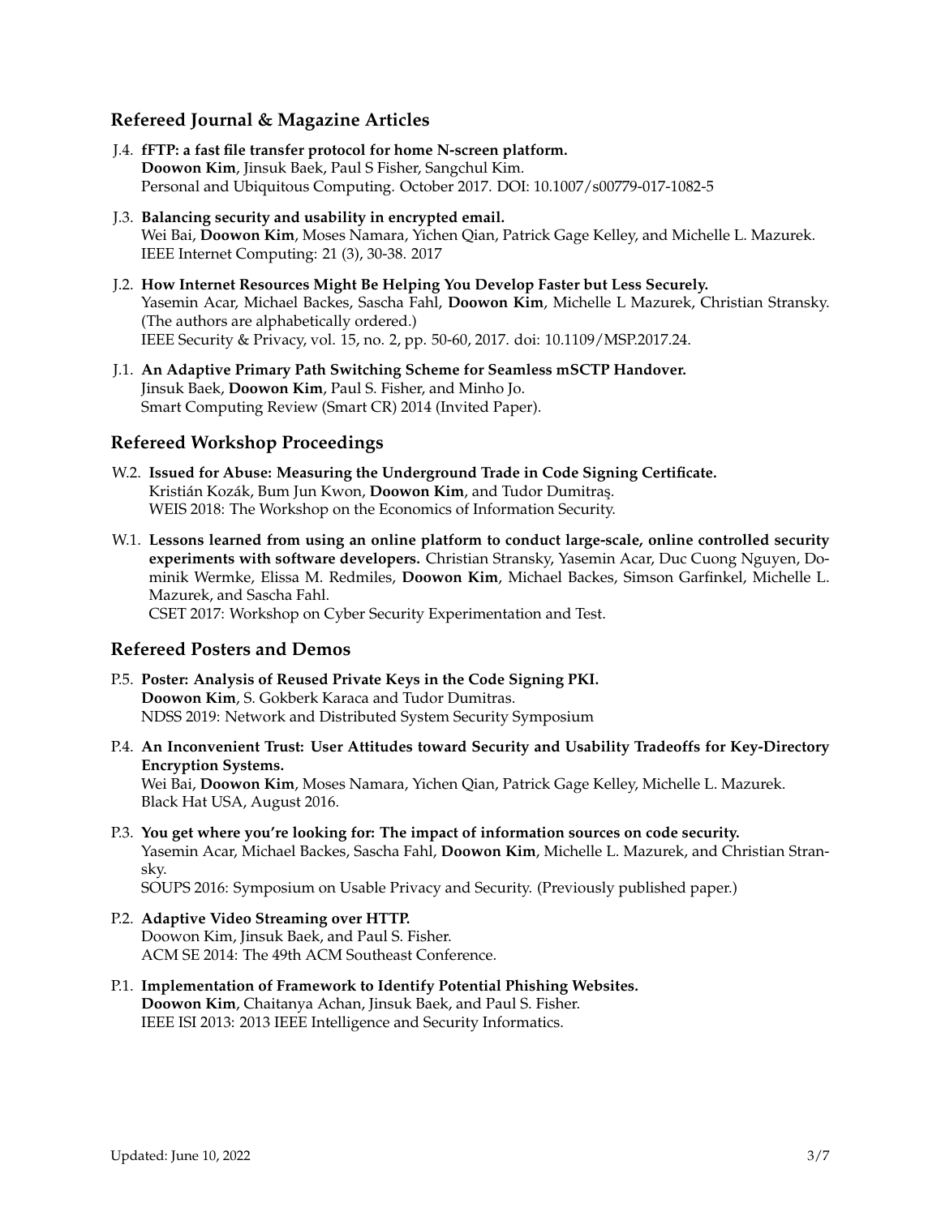## Refereed Journal & Magazine Articles

J.4. **fFTP: a fast file transfer protocol for home N-screen platform.**
**Doowon Kim**, Jinsuk Baek, Paul S Fisher, Sangchul Kim.
Personal and Ubiquitous Computing. October 2017. DOI: 10.1007/s00779-017-1082-5

J.3. **Balancing security and usability in encrypted email.**
Wei Bai, **Doowon Kim**, Moses Namara, Yichen Qian, Patrick Gage Kelley, and Michelle L. Mazurek.
IEEE Internet Computing: 21 (3), 30-38. 2017

J.2. **How Internet Resources Might Be Helping You Develop Faster but Less Securely.**
Yasemin Acar, Michael Backes, Sascha Fahl, **Doowon Kim**, Michelle L Mazurek, Christian Stransky.
(The authors are alphabetically ordered.)
IEEE Security & Privacy, vol. 15, no. 2, pp. 50-60, 2017. doi: 10.1109/MSP.2017.24.

J.1. **An Adaptive Primary Path Switching Scheme for Seamless mSCTP Handover.**
Jinsuk Baek, **Doowon Kim**, Paul S. Fisher, and Minho Jo.
Smart Computing Review (Smart CR) 2014 (Invited Paper).

## Refereed Workshop Proceedings

W.2. **Issued for Abuse: Measuring the Underground Trade in Code Signing Certificate.**
Kristián Kozák, Bum Jun Kwon, **Doowon Kim**, and Tudor Dumitraş.
WEIS 2018: The Workshop on the Economics of Information Security.

W.1. **Lessons learned from using an online platform to conduct large-scale, online controlled security experiments with software developers.** Christian Stransky, Yasemin Acar, Duc Cuong Nguyen, Dominik Wermke, Elissa M. Redmiles, **Doowon Kim**, Michael Backes, Simson Garfinkel, Michelle L. Mazurek, and Sascha Fahl.
CSET 2017: Workshop on Cyber Security Experimentation and Test.

## Refereed Posters and Demos

P.5. **Poster: Analysis of Reused Private Keys in the Code Signing PKI.**
**Doowon Kim**, S. Gokberk Karaca and Tudor Dumitras.
NDSS 2019: Network and Distributed System Security Symposium

P.4. **An Inconvenient Trust: User Attitudes toward Security and Usability Tradeoffs for Key-Directory Encryption Systems.**
Wei Bai, **Doowon Kim**, Moses Namara, Yichen Qian, Patrick Gage Kelley, Michelle L. Mazurek.
Black Hat USA, August 2016.

P.3. **You get where you're looking for: The impact of information sources on code security.**
Yasemin Acar, Michael Backes, Sascha Fahl, **Doowon Kim**, Michelle L. Mazurek, and Christian Stransky.
SOUPS 2016: Symposium on Usable Privacy and Security. (Previously published paper.)

P.2. **Adaptive Video Streaming over HTTP.**
Doowon Kim, Jinsuk Baek, and Paul S. Fisher.
ACM SE 2014: The 49th ACM Southeast Conference.

P.1. **Implementation of Framework to Identify Potential Phishing Websites.**
**Doowon Kim**, Chaitanya Achan, Jinsuk Baek, and Paul S. Fisher.
IEEE ISI 2013: 2013 IEEE Intelligence and Security Informatics.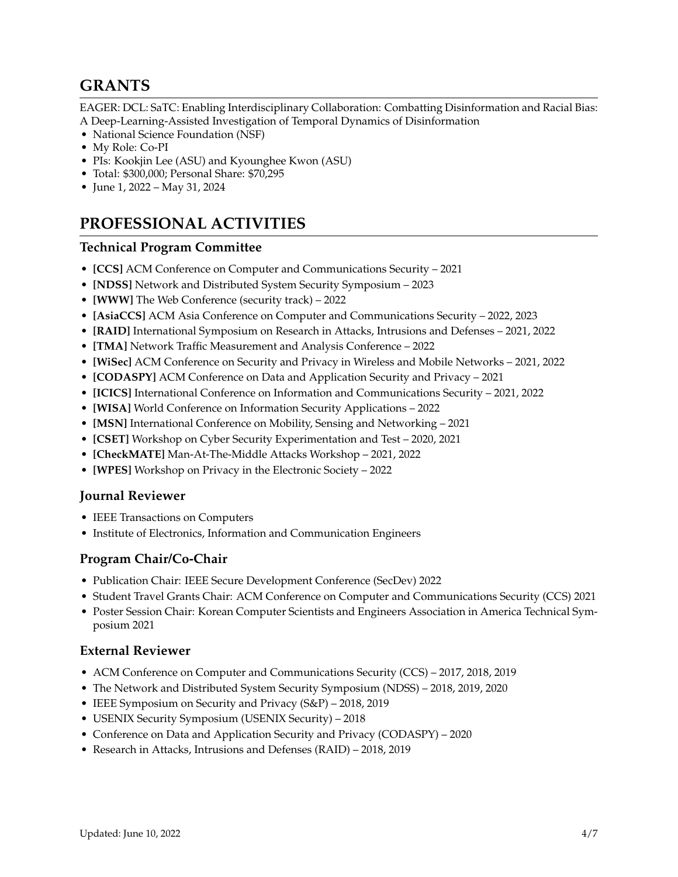# GRANTS

EAGER: DCL: SaTC: Enabling Interdisciplinary Collaboration: Combatting Disinformation and Racial Bias: A Deep-Learning-Assisted Investigation of Temporal Dynamics of Disinformation

- National Science Foundation (NSF)
- My Role: Co-PI
- PIs: Kookjin Lee (ASU) and Kyounghee Kwon (ASU)
- Total: $300,000; Personal Share: $70,295
- June 1, 2022 – May 31, 2024

# PROFESSIONAL ACTIVITIES

## Technical Program Committee

- **[CCS]** ACM Conference on Computer and Communications Security – 2021
- **[NDSS]** Network and Distributed System Security Symposium – 2023
- **[WWW]** The Web Conference (security track) – 2022
- **[AsiaCCS]** ACM Asia Conference on Computer and Communications Security – 2022, 2023
- **[RAID]** International Symposium on Research in Attacks, Intrusions and Defenses – 2021, 2022
- **[TMA]** Network Traffic Measurement and Analysis Conference – 2022
- **[WiSec]** ACM Conference on Security and Privacy in Wireless and Mobile Networks – 2021, 2022
- **[CODASPY]** ACM Conference on Data and Application Security and Privacy – 2021
- **[ICICS]** International Conference on Information and Communications Security – 2021, 2022
- **[WISA]** World Conference on Information Security Applications – 2022
- **[MSN]** International Conference on Mobility, Sensing and Networking – 2021
- **[CSET]** Workshop on Cyber Security Experimentation and Test – 2020, 2021
- **[CheckMATE]** Man-At-The-Middle Attacks Workshop – 2021, 2022
- **[WPES]** Workshop on Privacy in the Electronic Society – 2022

## Journal Reviewer

- IEEE Transactions on Computers
- Institute of Electronics, Information and Communication Engineers

## Program Chair/Co-Chair

- Publication Chair: IEEE Secure Development Conference (SecDev) 2022
- Student Travel Grants Chair: ACM Conference on Computer and Communications Security (CCS) 2021
- Poster Session Chair: Korean Computer Scientists and Engineers Association in America Technical Symposium 2021

## External Reviewer

- ACM Conference on Computer and Communications Security (CCS) – 2017, 2018, 2019
- The Network and Distributed System Security Symposium (NDSS) – 2018, 2019, 2020
- IEEE Symposium on Security and Privacy (S&P) – 2018, 2019
- USENIX Security Symposium (USENIX Security) – 2018
- Conference on Data and Application Security and Privacy (CODASPY) – 2020
- Research in Attacks, Intrusions and Defenses (RAID) – 2018, 2019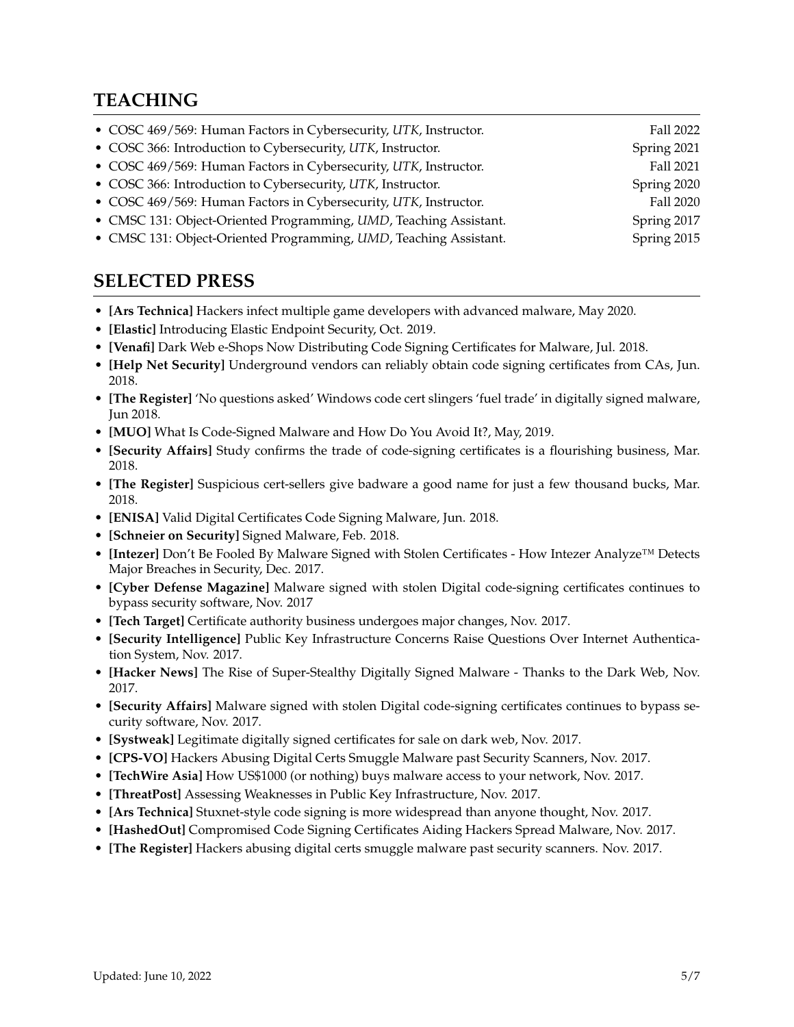## TEACHING

- COSC 469/569: Human Factors in Cybersecurity, *UTK*, Instructor. Fall 2022
- COSC 366: Introduction to Cybersecurity, *UTK*, Instructor. Spring 2021
- COSC 469/569: Human Factors in Cybersecurity, *UTK*, Instructor. Fall 2021
- COSC 366: Introduction to Cybersecurity, *UTK*, Instructor. Spring 2020
- COSC 469/569: Human Factors in Cybersecurity, *UTK*, Instructor. Fall 2020
- CMSC 131: Object-Oriented Programming, *UMD*, Teaching Assistant. Spring 2017
- CMSC 131: Object-Oriented Programming, *UMD*, Teaching Assistant. Spring 2015

## SELECTED PRESS

- **[Ars Technica]** Hackers infect multiple game developers with advanced malware, May 2020.
- **[Elastic]** Introducing Elastic Endpoint Security, Oct. 2019.
- **[Venafi]** Dark Web e-Shops Now Distributing Code Signing Certificates for Malware, Jul. 2018.
- **[Help Net Security]** Underground vendors can reliably obtain code signing certificates from CAs, Jun. 2018.
- **[The Register]** 'No questions asked' Windows code cert slingers 'fuel trade' in digitally signed malware, Jun 2018.
- **[MUO]** What Is Code-Signed Malware and How Do You Avoid It?, May, 2019.
- **[Security Affairs]** Study confirms the trade of code-signing certificates is a flourishing business, Mar. 2018.
- **[The Register]** Suspicious cert-sellers give badware a good name for just a few thousand bucks, Mar. 2018.
- **[ENISA]** Valid Digital Certificates Code Signing Malware, Jun. 2018.
- **[Schneier on Security]** Signed Malware, Feb. 2018.
- **[Intezer]** Don't Be Fooled By Malware Signed with Stolen Certificates - How Intezer Analyze™ Detects Major Breaches in Security, Dec. 2017.
- **[Cyber Defense Magazine]** Malware signed with stolen Digital code-signing certificates continues to bypass security software, Nov. 2017
- **[Tech Target]** Certificate authority business undergoes major changes, Nov. 2017.
- **[Security Intelligence]** Public Key Infrastructure Concerns Raise Questions Over Internet Authentication System, Nov. 2017.
- **[Hacker News]** The Rise of Super-Stealthy Digitally Signed Malware - Thanks to the Dark Web, Nov. 2017.
- **[Security Affairs]** Malware signed with stolen Digital code-signing certificates continues to bypass security software, Nov. 2017.
- **[Systweak]** Legitimate digitally signed certificates for sale on dark web, Nov. 2017.
- **[CPS-VO]** Hackers Abusing Digital Certs Smuggle Malware past Security Scanners, Nov. 2017.
- **[TechWire Asia]** How US$1000 (or nothing) buys malware access to your network, Nov. 2017.
- **[ThreatPost]** Assessing Weaknesses in Public Key Infrastructure, Nov. 2017.
- **[Ars Technica]** Stuxnet-style code signing is more widespread than anyone thought, Nov. 2017.
- **[HashedOut]** Compromised Code Signing Certificates Aiding Hackers Spread Malware, Nov. 2017.
- **[The Register]** Hackers abusing digital certs smuggle malware past security scanners. Nov. 2017.

Updated: June 10, 2022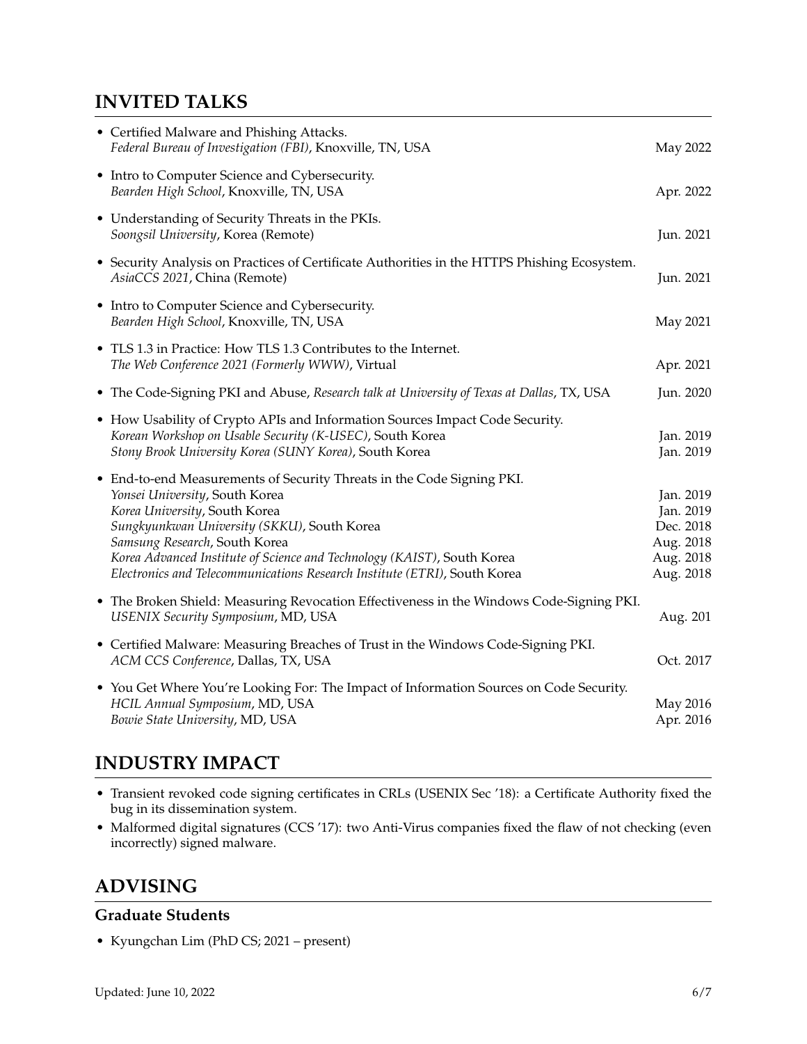## INVITED TALKS

- Certified Malware and Phishing Attacks.
  *Federal Bureau of Investigation (FBI)*, Knoxville, TN, USA — May 2022
- Intro to Computer Science and Cybersecurity.
  *Bearden High School*, Knoxville, TN, USA — Apr. 2022
- Understanding of Security Threats in the PKIs.
  *Soongsil University*, Korea (Remote) — Jun. 2021
- Security Analysis on Practices of Certificate Authorities in the HTTPS Phishing Ecosystem.
  *AsiaCCS 2021*, China (Remote) — Jun. 2021
- Intro to Computer Science and Cybersecurity.
  *Bearden High School*, Knoxville, TN, USA — May 2021
- TLS 1.3 in Practice: How TLS 1.3 Contributes to the Internet.
  *The Web Conference 2021 (Formerly WWW)*, Virtual — Apr. 2021
- The Code-Signing PKI and Abuse, *Research talk at University of Texas at Dallas*, TX, USA — Jun. 2020
- How Usability of Crypto APIs and Information Sources Impact Code Security.
  *Korean Workshop on Usable Security (K-USEC)*, South Korea — Jan. 2019
  *Stony Brook University Korea (SUNY Korea)*, South Korea — Jan. 2019
- End-to-end Measurements of Security Threats in the Code Signing PKI.
  *Yonsei University*, South Korea — Jan. 2019
  *Korea University*, South Korea — Jan. 2019
  *Sungkyunkwan University (SKKU)*, South Korea — Dec. 2018
  *Samsung Research*, South Korea — Aug. 2018
  *Korea Advanced Institute of Science and Technology (KAIST)*, South Korea — Aug. 2018
  *Electronics and Telecommunications Research Institute (ETRI)*, South Korea — Aug. 2018
- The Broken Shield: Measuring Revocation Effectiveness in the Windows Code-Signing PKI.
  *USENIX Security Symposium*, MD, USA — Aug. 201
- Certified Malware: Measuring Breaches of Trust in the Windows Code-Signing PKI.
  *ACM CCS Conference*, Dallas, TX, USA — Oct. 2017
- You Get Where You're Looking For: The Impact of Information Sources on Code Security.
  *HCIL Annual Symposium*, MD, USA — May 2016
  *Bowie State University*, MD, USA — Apr. 2016

## INDUSTRY IMPACT

- Transient revoked code signing certificates in CRLs (USENIX Sec '18): a Certificate Authority fixed the bug in its dissemination system.
- Malformed digital signatures (CCS '17): two Anti-Virus companies fixed the flaw of not checking (even incorrectly) signed malware.

## ADVISING

### Graduate Students

- Kyungchan Lim (PhD CS; 2021 – present)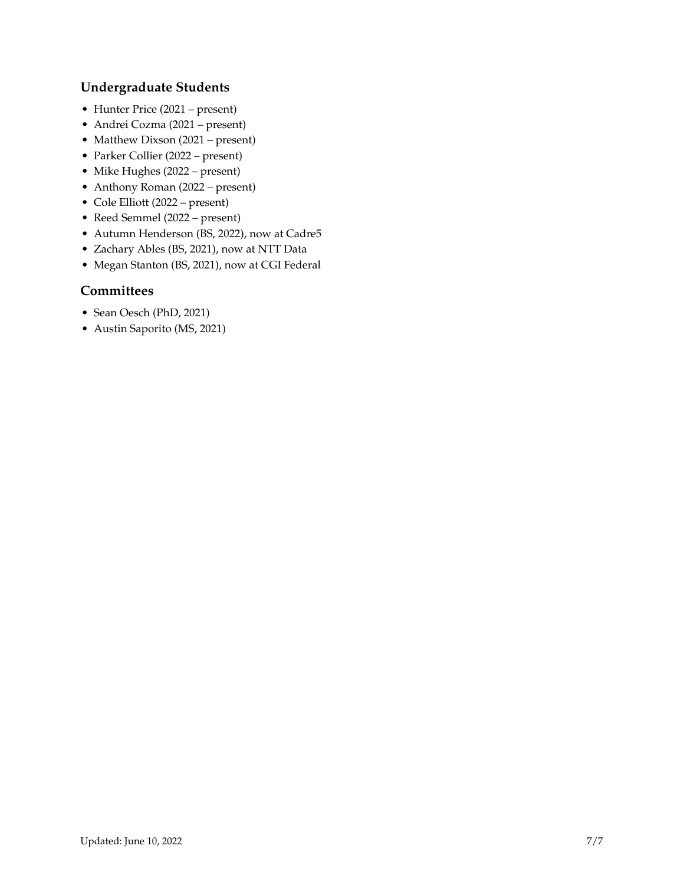### Undergraduate Students

- Hunter Price (2021 – present)
- Andrei Cozma (2021 – present)
- Matthew Dixson (2021 – present)
- Parker Collier (2022 – present)
- Mike Hughes (2022 – present)
- Anthony Roman (2022 – present)
- Cole Elliott (2022 – present)
- Reed Semmel (2022 – present)
- Autumn Henderson (BS, 2022), now at Cadre5
- Zachary Ables (BS, 2021), now at NTT Data
- Megan Stanton (BS, 2021), now at CGI Federal

### Committees

- Sean Oesch (PhD, 2021)
- Austin Saporito (MS, 2021)

Updated: June 10, 2022